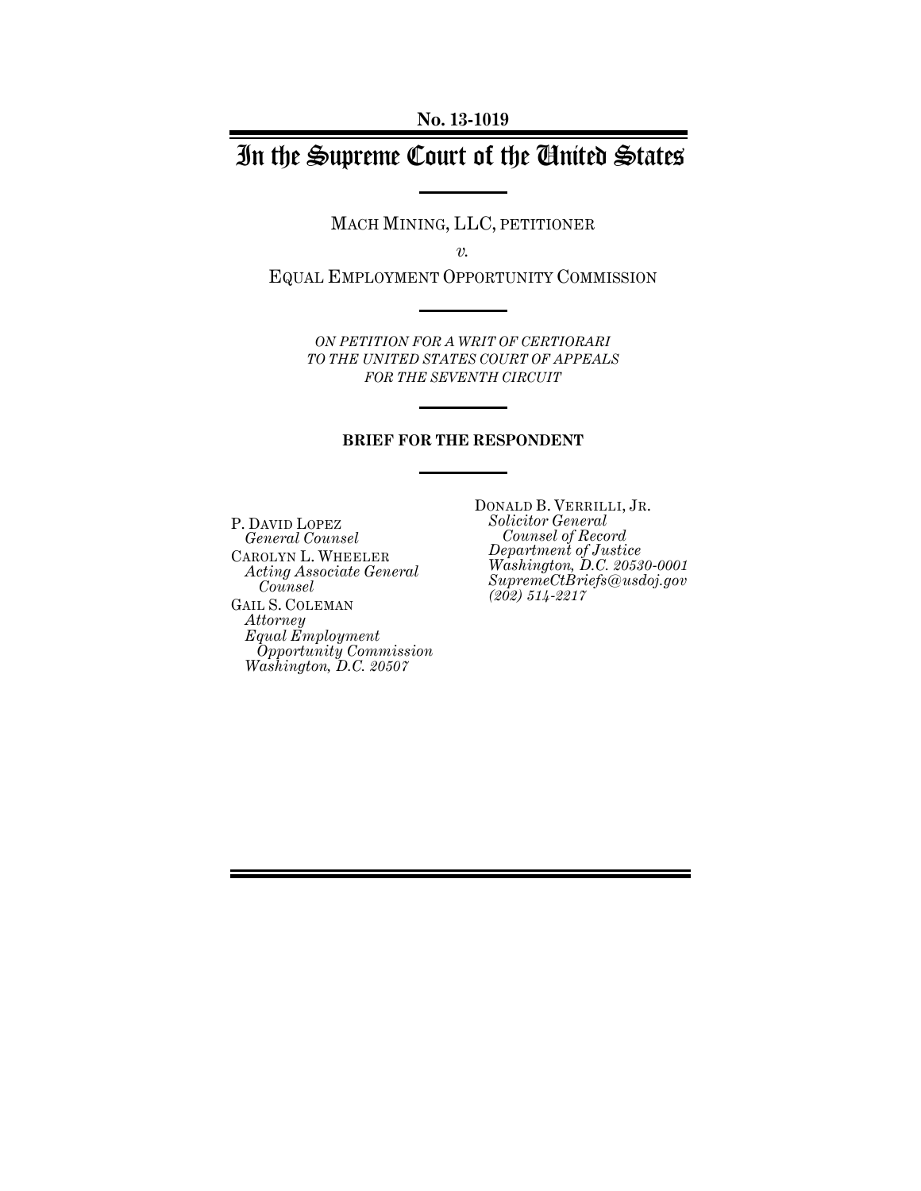**No. 13-1019**

# In the Supreme Court of the United States

MACH MINING, LLC, PETITIONER

*v.*

EQUAL EMPLOYMENT OPPORTUNITY COMMISSION

*ON PETITION FOR A WRIT OF CERTIORARI TO THE UNITED STATES COURT OF APPEALS FOR THE SEVENTH CIRCUIT*

**BRIEF FOR THE RESPONDENT**

P. DAVID LOPEZ
*General Counsel*
CAROLYN L. WHEELER
*Acting Associate General Counsel*
GAIL S. COLEMAN
*Attorney*
*Equal Employment Opportunity Commission*
*Washington, D.C. 20507*

DONALD B. VERRILLI, JR.
*Solicitor General*
*Counsel of Record*
*Department of Justice*
*Washington, D.C. 20530-0001*
*SupremeCtBriefs@usdoj.gov*
*(202) 514-2217*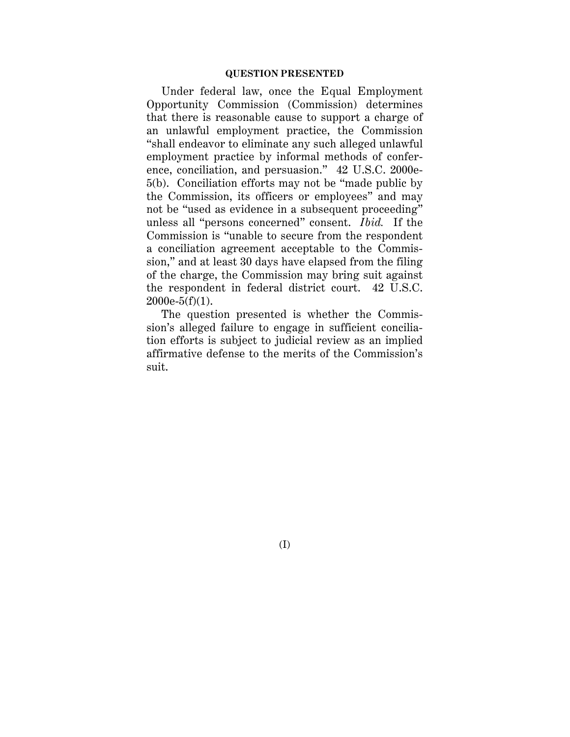## QUESTION PRESENTED

Under federal law, once the Equal Employment Opportunity Commission (Commission) determines that there is reasonable cause to support a charge of an unlawful employment practice, the Commission "shall endeavor to eliminate any such alleged unlawful employment practice by informal methods of conference, conciliation, and persuasion." 42 U.S.C. 2000e-5(b). Conciliation efforts may not be "made public by the Commission, its officers or employees" and may not be "used as evidence in a subsequent proceeding" unless all "persons concerned" consent. *Ibid.* If the Commission is "unable to secure from the respondent a conciliation agreement acceptable to the Commission," and at least 30 days have elapsed from the filing of the charge, the Commission may bring suit against the respondent in federal district court. 42 U.S.C. 2000e-5(f)(1).

The question presented is whether the Commission's alleged failure to engage in sufficient conciliation efforts is subject to judicial review as an implied affirmative defense to the merits of the Commission's suit.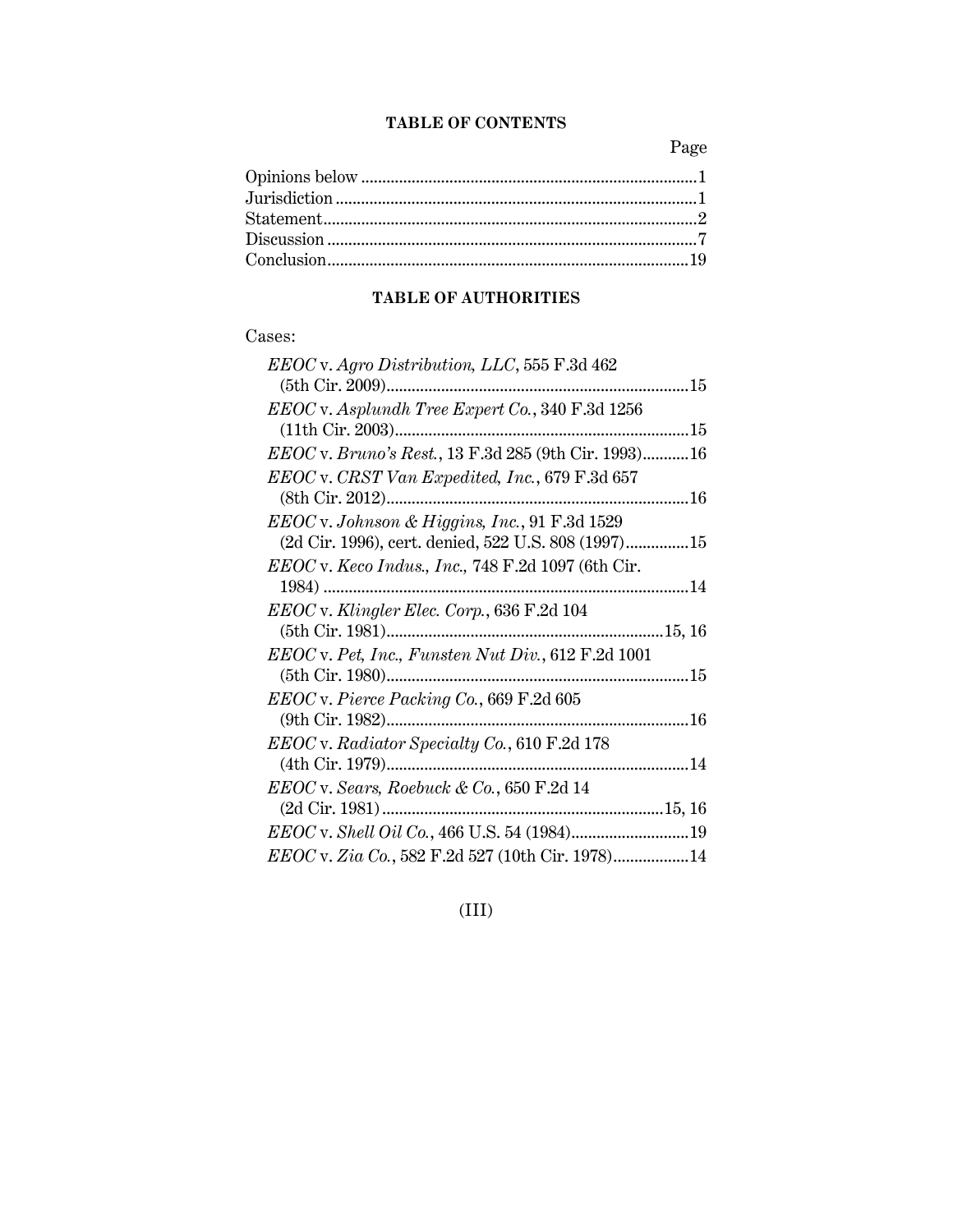## TABLE OF CONTENTS

| | Page |
|---|---|
| Opinions below | 1 |
| Jurisdiction | 1 |
| Statement | 2 |
| Discussion | 7 |
| Conclusion | 19 |

## TABLE OF AUTHORITIES

Cases:

| | |
|---|---|
| *EEOC* v. *Agro Distribution, LLC*, 555 F.3d 462 (5th Cir. 2009) | 15 |
| *EEOC* v. *Asplundh Tree Expert Co.*, 340 F.3d 1256 (11th Cir. 2003) | 15 |
| *EEOC* v. *Bruno's Rest.*, 13 F.3d 285 (9th Cir. 1993) | 16 |
| *EEOC* v. *CRST Van Expedited, Inc.*, 679 F.3d 657 (8th Cir. 2012) | 16 |
| *EEOC* v. *Johnson & Higgins, Inc.*, 91 F.3d 1529 (2d Cir. 1996), cert. denied, 522 U.S. 808 (1997) | 15 |
| *EEOC* v. *Keco Indus., Inc.*, 748 F.2d 1097 (6th Cir. 1984) | 14 |
| *EEOC* v. *Klingler Elec. Corp.*, 636 F.2d 104 (5th Cir. 1981) | 15, 16 |
| *EEOC* v. *Pet, Inc., Funsten Nut Div.*, 612 F.2d 1001 (5th Cir. 1980) | 15 |
| *EEOC* v. *Pierce Packing Co.*, 669 F.2d 605 (9th Cir. 1982) | 16 |
| *EEOC* v. *Radiator Specialty Co.*, 610 F.2d 178 (4th Cir. 1979) | 14 |
| *EEOC* v. *Sears, Roebuck & Co.*, 650 F.2d 14 (2d Cir. 1981) | 15, 16 |
| *EEOC* v. *Shell Oil Co.*, 466 U.S. 54 (1984) | 19 |
| *EEOC* v. *Zia Co.*, 582 F.2d 527 (10th Cir. 1978) | 14 |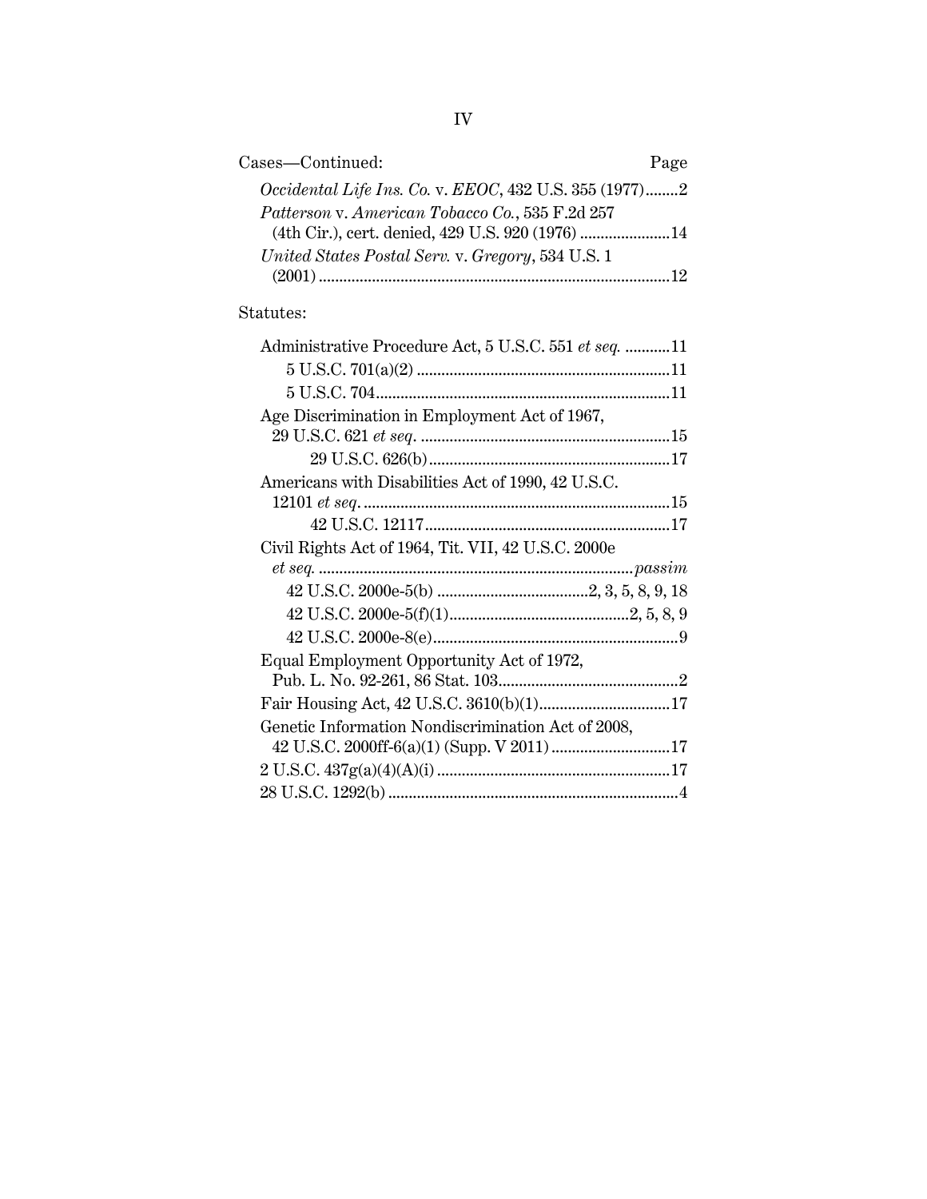Cases—Continued: Page

*Occidental Life Ins. Co.* v. *EEOC*, 432 U.S. 355 (1977)........2

*Patterson* v. *American Tobacco Co.*, 535 F.2d 257 (4th Cir.), cert. denied, 429 U.S. 920 (1976) ......................14

*United States Postal Serv.* v. *Gregory*, 534 U.S. 1 (2001) .....................................................................................12

Statutes:

Administrative Procedure Act, 5 U.S.C. 551 *et seq.* ...........11

- 5 U.S.C. 701(a)(2) .............................................................11
- 5 U.S.C. 704.......................................................................11

Age Discrimination in Employment Act of 1967, 29 U.S.C. 621 *et seq.* ............................................................15

- 29 U.S.C. 626(b)...........................................................17

Americans with Disabilities Act of 1990, 42 U.S.C. 12101 *et seq.*..........................................................................15

- 42 U.S.C. 12117...........................................................17

Civil Rights Act of 1964, Tit. VII, 42 U.S.C. 2000e *et seq.* ............................................................................*passim*

- 42 U.S.C. 2000e-5(b) ....................................2, 3, 5, 8, 9, 18
- 42 U.S.C. 2000e-5(f)(1)............................................2, 5, 8, 9
- 42 U.S.C. 2000e-8(e)............................................................9

Equal Employment Opportunity Act of 1972, Pub. L. No. 92-261, 86 Stat. 103............................................2

Fair Housing Act, 42 U.S.C. 3610(b)(1)................................17

Genetic Information Nondiscrimination Act of 2008, 42 U.S.C. 2000ff-6(a)(1) (Supp. V 2011)............................17

2 U.S.C. 437g(a)(4)(A)(i) ........................................................17

28 U.S.C. 1292(b) ......................................................................4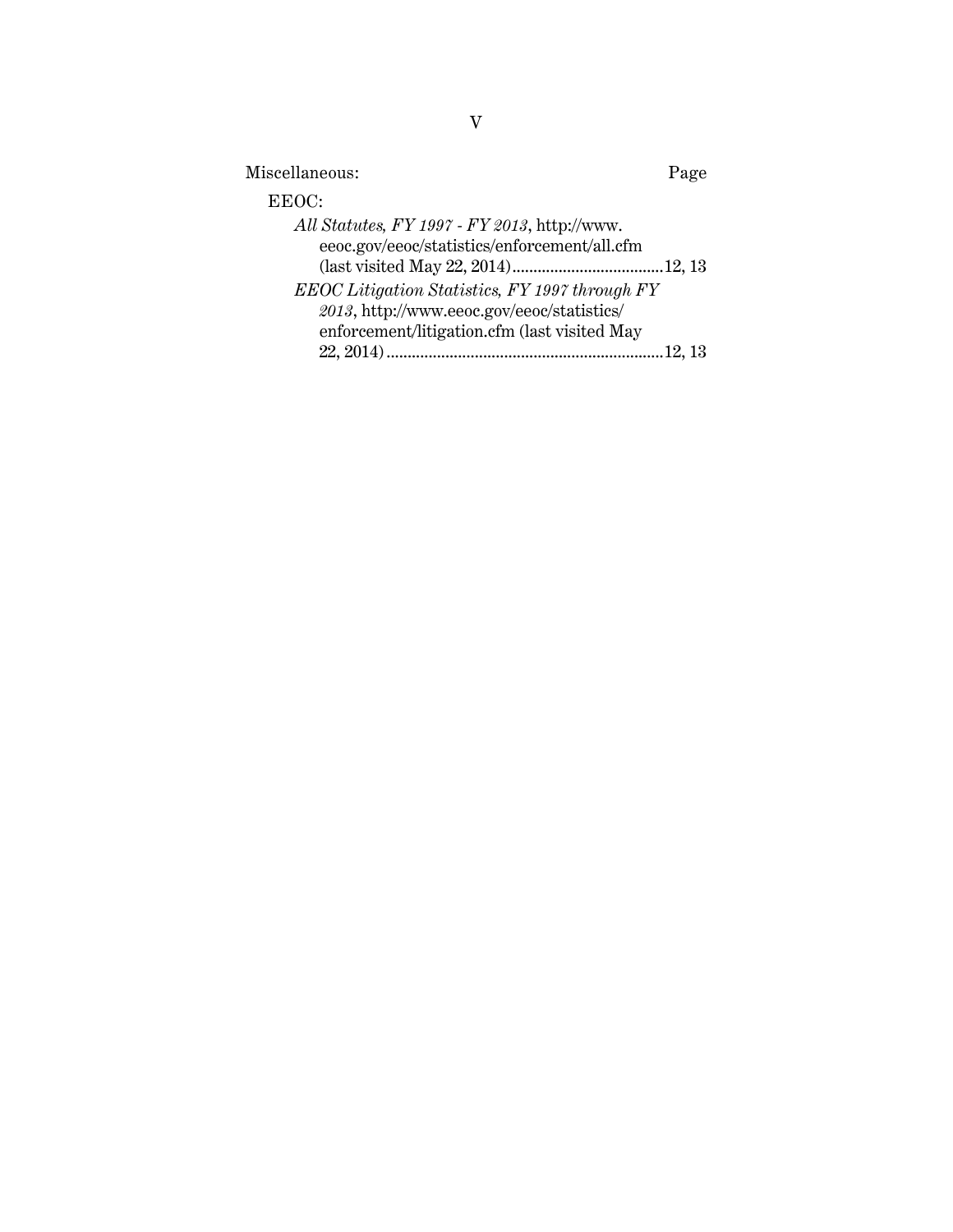Miscellaneous: Page

EEOC:

*All Statutes, FY 1997 - FY 2013*, http://www.eeoc.gov/eeoc/statistics/enforcement/all.cfm (last visited May 22, 2014) ....................................12, 13

*EEOC Litigation Statistics, FY 1997 through FY 2013*, http://www.eeoc.gov/eeoc/statistics/enforcement/litigation.cfm (last visited May 22, 2014) ..................................................................12, 13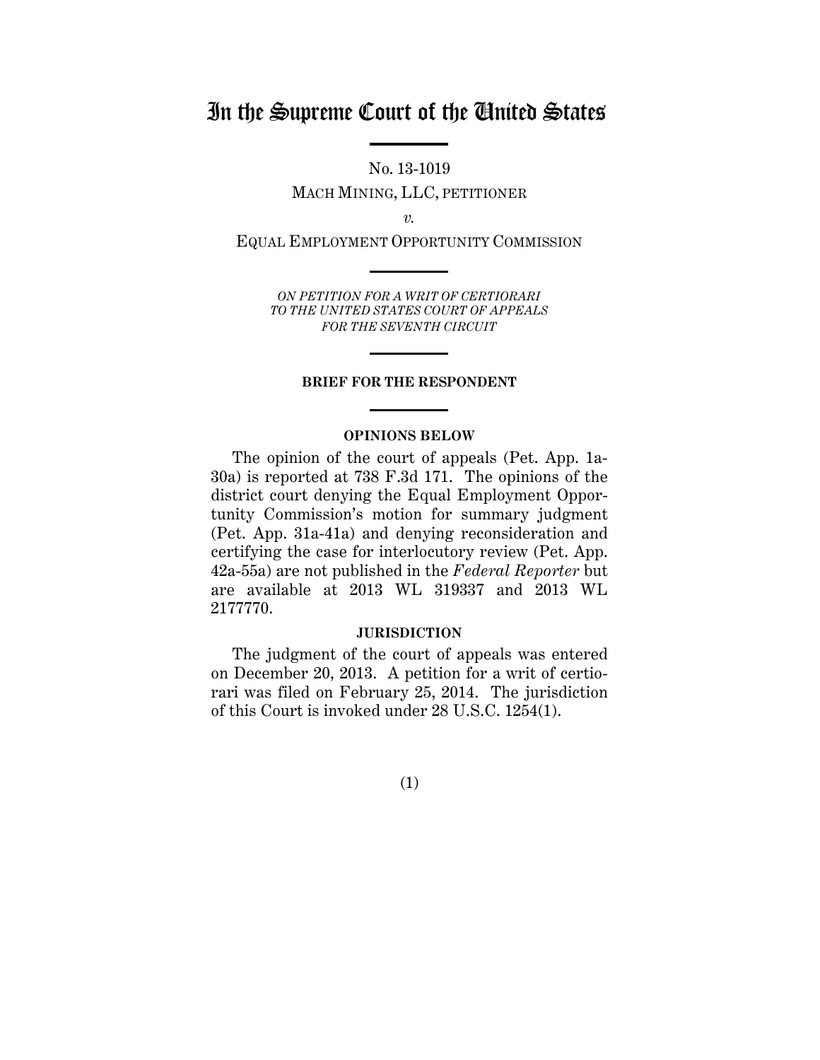# In the Supreme Court of the United States

No. 13-1019

MACH MINING, LLC, PETITIONER

*v.*

EQUAL EMPLOYMENT OPPORTUNITY COMMISSION

*ON PETITION FOR A WRIT OF CERTIORARI TO THE UNITED STATES COURT OF APPEALS FOR THE SEVENTH CIRCUIT*

**BRIEF FOR THE RESPONDENT**

**OPINIONS BELOW**

The opinion of the court of appeals (Pet. App. 1a-30a) is reported at 738 F.3d 171. The opinions of the district court denying the Equal Employment Opportunity Commission's motion for summary judgment (Pet. App. 31a-41a) and denying reconsideration and certifying the case for interlocutory review (Pet. App. 42a-55a) are not published in the *Federal Reporter* but are available at 2013 WL 319337 and 2013 WL 2177770.

**JURISDICTION**

The judgment of the court of appeals was entered on December 20, 2013. A petition for a writ of certiorari was filed on February 25, 2014. The jurisdiction of this Court is invoked under 28 U.S.C. 1254(1).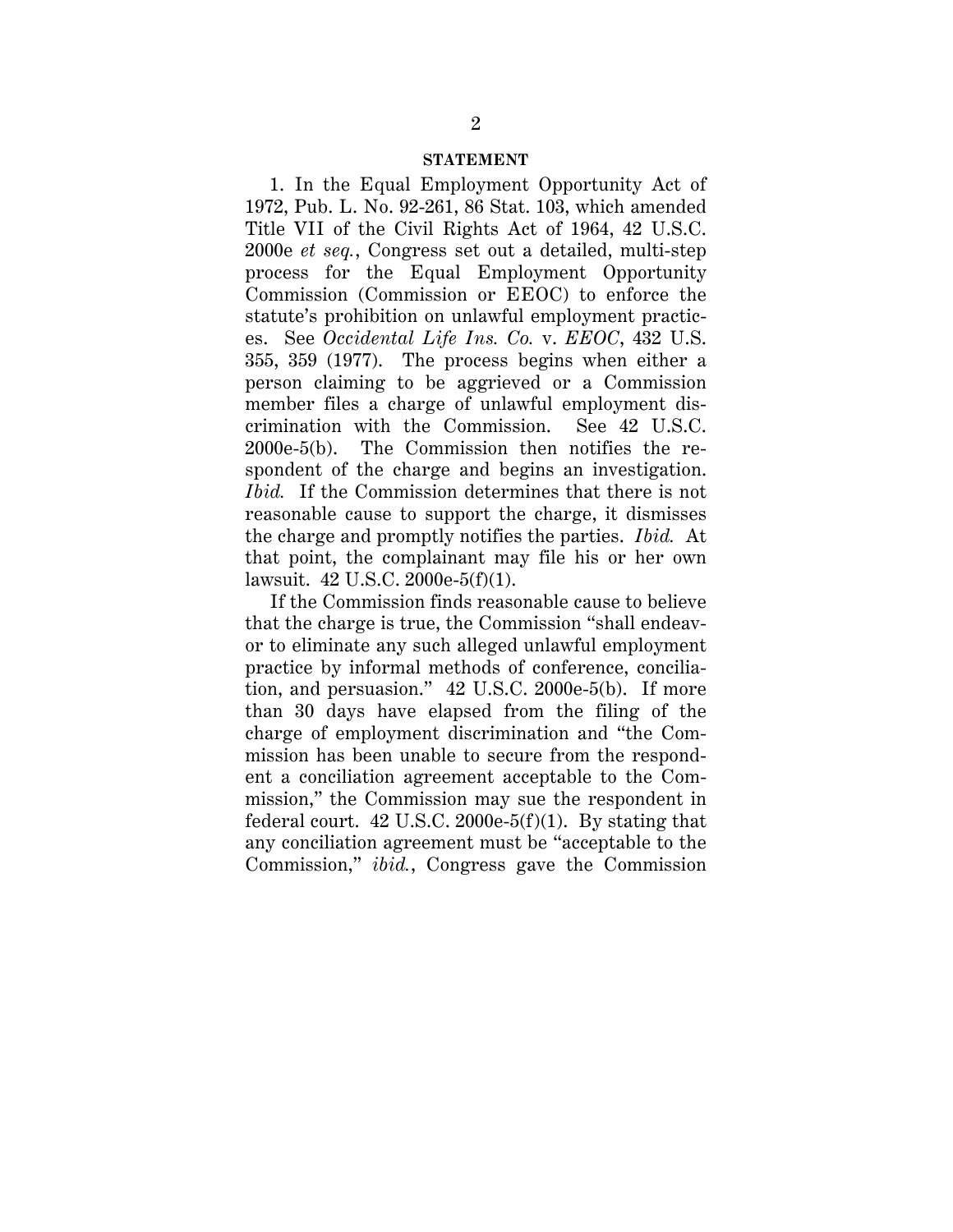## STATEMENT

1. In the Equal Employment Opportunity Act of 1972, Pub. L. No. 92-261, 86 Stat. 103, which amended Title VII of the Civil Rights Act of 1964, 42 U.S.C. 2000e *et seq.*, Congress set out a detailed, multi-step process for the Equal Employment Opportunity Commission (Commission or EEOC) to enforce the statute's prohibition on unlawful employment practices. See *Occidental Life Ins. Co.* v. *EEOC*, 432 U.S. 355, 359 (1977). The process begins when either a person claiming to be aggrieved or a Commission member files a charge of unlawful employment discrimination with the Commission. See 42 U.S.C. 2000e-5(b). The Commission then notifies the respondent of the charge and begins an investigation. *Ibid.* If the Commission determines that there is not reasonable cause to support the charge, it dismisses the charge and promptly notifies the parties. *Ibid.* At that point, the complainant may file his or her own lawsuit. 42 U.S.C. 2000e-5(f)(1).

If the Commission finds reasonable cause to believe that the charge is true, the Commission "shall endeavor to eliminate any such alleged unlawful employment practice by informal methods of conference, conciliation, and persuasion." 42 U.S.C. 2000e-5(b). If more than 30 days have elapsed from the filing of the charge of employment discrimination and "the Commission has been unable to secure from the respondent a conciliation agreement acceptable to the Commission," the Commission may sue the respondent in federal court. 42 U.S.C. 2000e-5(f)(1). By stating that any conciliation agreement must be "acceptable to the Commission," *ibid.*, Congress gave the Commission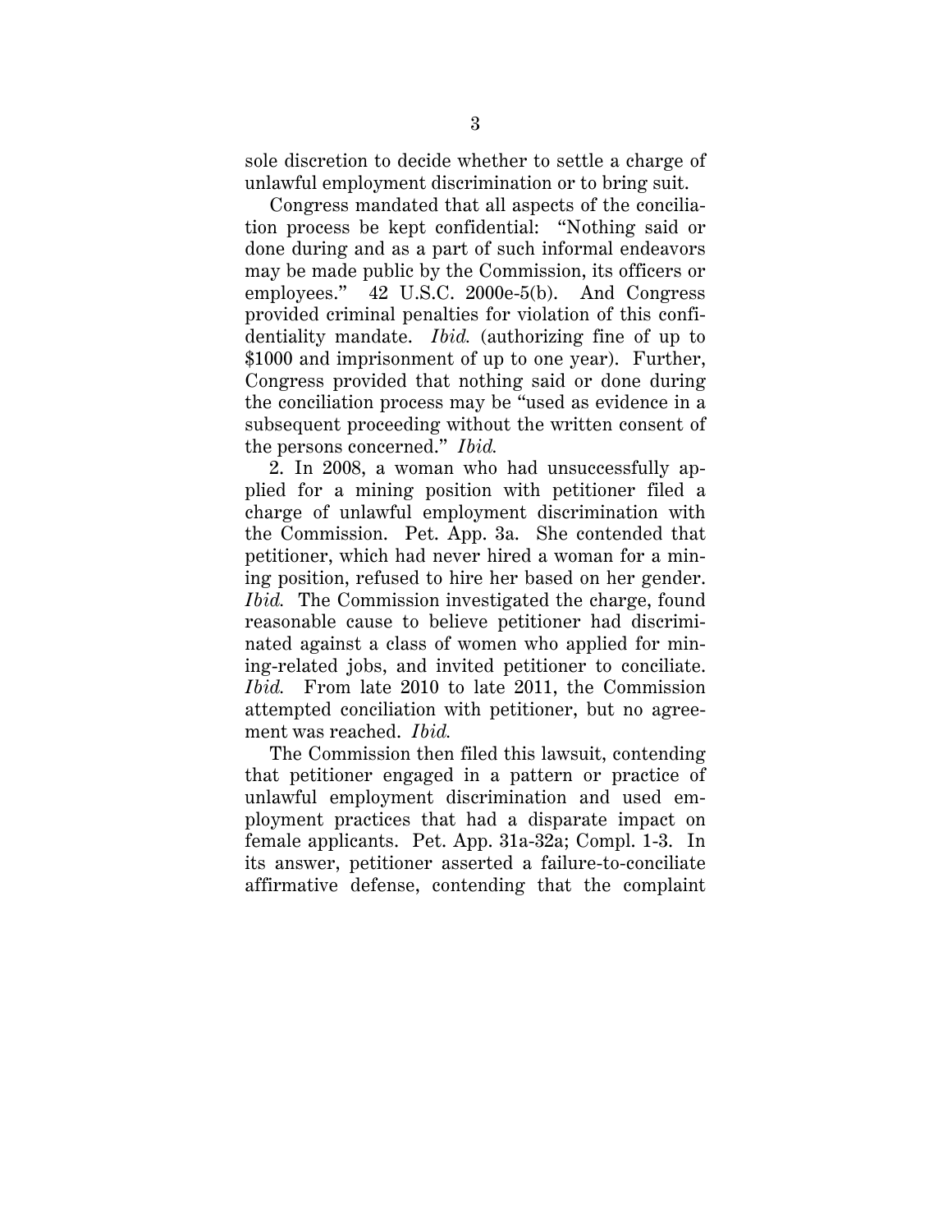sole discretion to decide whether to settle a charge of unlawful employment discrimination or to bring suit.

Congress mandated that all aspects of the conciliation process be kept confidential: "Nothing said or done during and as a part of such informal endeavors may be made public by the Commission, its officers or employees." 42 U.S.C. 2000e-5(b). And Congress provided criminal penalties for violation of this confidentiality mandate. *Ibid.* (authorizing fine of up to $1000 and imprisonment of up to one year). Further, Congress provided that nothing said or done during the conciliation process may be "used as evidence in a subsequent proceeding without the written consent of the persons concerned." *Ibid.*

2. In 2008, a woman who had unsuccessfully applied for a mining position with petitioner filed a charge of unlawful employment discrimination with the Commission. Pet. App. 3a. She contended that petitioner, which had never hired a woman for a mining position, refused to hire her based on her gender. *Ibid.* The Commission investigated the charge, found reasonable cause to believe petitioner had discriminated against a class of women who applied for mining-related jobs, and invited petitioner to conciliate. *Ibid.* From late 2010 to late 2011, the Commission attempted conciliation with petitioner, but no agreement was reached. *Ibid.*

The Commission then filed this lawsuit, contending that petitioner engaged in a pattern or practice of unlawful employment discrimination and used employment practices that had a disparate impact on female applicants. Pet. App. 31a-32a; Compl. 1-3. In its answer, petitioner asserted a failure-to-conciliate affirmative defense, contending that the complaint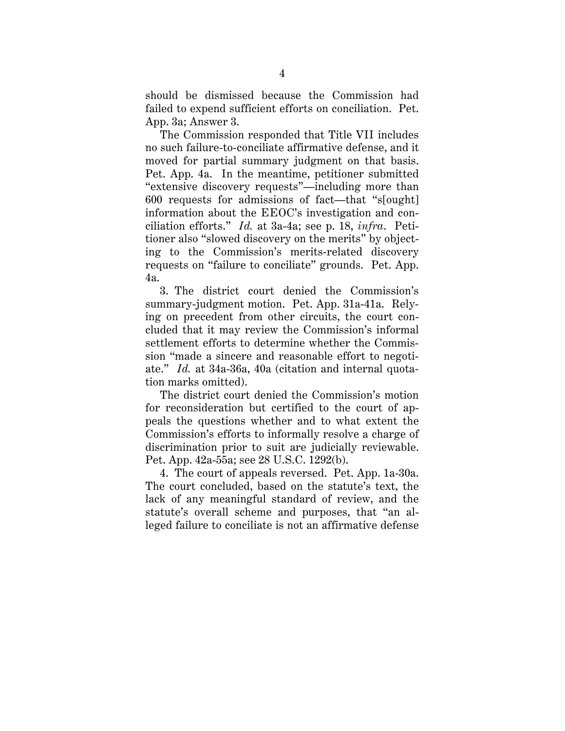should be dismissed because the Commission had failed to expend sufficient efforts on conciliation. Pet. App. 3a; Answer 3.

The Commission responded that Title VII includes no such failure-to-conciliate affirmative defense, and it moved for partial summary judgment on that basis. Pet. App. 4a. In the meantime, petitioner submitted "extensive discovery requests"—including more than 600 requests for admissions of fact—that "s[ought] information about the EEOC's investigation and conciliation efforts." *Id.* at 3a-4a; see p. 18, *infra*. Petitioner also "slowed discovery on the merits" by objecting to the Commission's merits-related discovery requests on "failure to conciliate" grounds. Pet. App. 4a.

3. The district court denied the Commission's summary-judgment motion. Pet. App. 31a-41a. Relying on precedent from other circuits, the court concluded that it may review the Commission's informal settlement efforts to determine whether the Commission "made a sincere and reasonable effort to negotiate." *Id.* at 34a-36a, 40a (citation and internal quotation marks omitted).

The district court denied the Commission's motion for reconsideration but certified to the court of appeals the questions whether and to what extent the Commission's efforts to informally resolve a charge of discrimination prior to suit are judicially reviewable. Pet. App. 42a-55a; see 28 U.S.C. 1292(b).

4. The court of appeals reversed. Pet. App. 1a-30a. The court concluded, based on the statute's text, the lack of any meaningful standard of review, and the statute's overall scheme and purposes, that "an alleged failure to conciliate is not an affirmative defense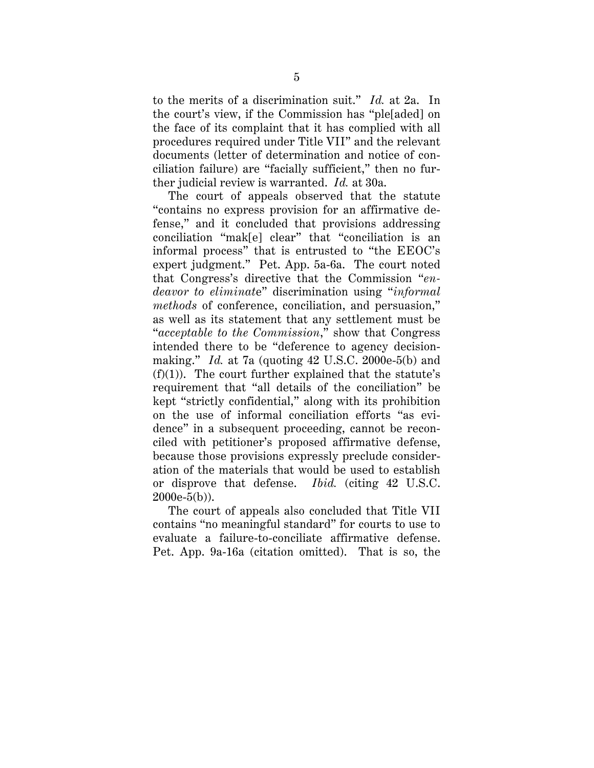to the merits of a discrimination suit." *Id.* at 2a. In the court's view, if the Commission has "ple[aded] on the face of its complaint that it has complied with all procedures required under Title VII" and the relevant documents (letter of determination and notice of conciliation failure) are "facially sufficient," then no further judicial review is warranted. *Id.* at 30a.

The court of appeals observed that the statute "contains no express provision for an affirmative defense," and it concluded that provisions addressing conciliation "mak[e] clear" that "conciliation is an informal process" that is entrusted to "the EEOC's expert judgment." Pet. App. 5a-6a. The court noted that Congress's directive that the Commission "*endeavor to eliminat*e" discrimination using "*informal methods* of conference, conciliation, and persuasion," as well as its statement that any settlement must be "*acceptable to the Commission*," show that Congress intended there to be "deference to agency decision-making." *Id.* at 7a (quoting 42 U.S.C. 2000e-5(b) and (f)(1)). The court further explained that the statute's requirement that "all details of the conciliation" be kept "strictly confidential," along with its prohibition on the use of informal conciliation efforts "as evidence" in a subsequent proceeding, cannot be reconciled with petitioner's proposed affirmative defense, because those provisions expressly preclude consideration of the materials that would be used to establish or disprove that defense. *Ibid.* (citing 42 U.S.C. 2000e-5(b)).

The court of appeals also concluded that Title VII contains "no meaningful standard" for courts to use to evaluate a failure-to-conciliate affirmative defense. Pet. App. 9a-16a (citation omitted). That is so, the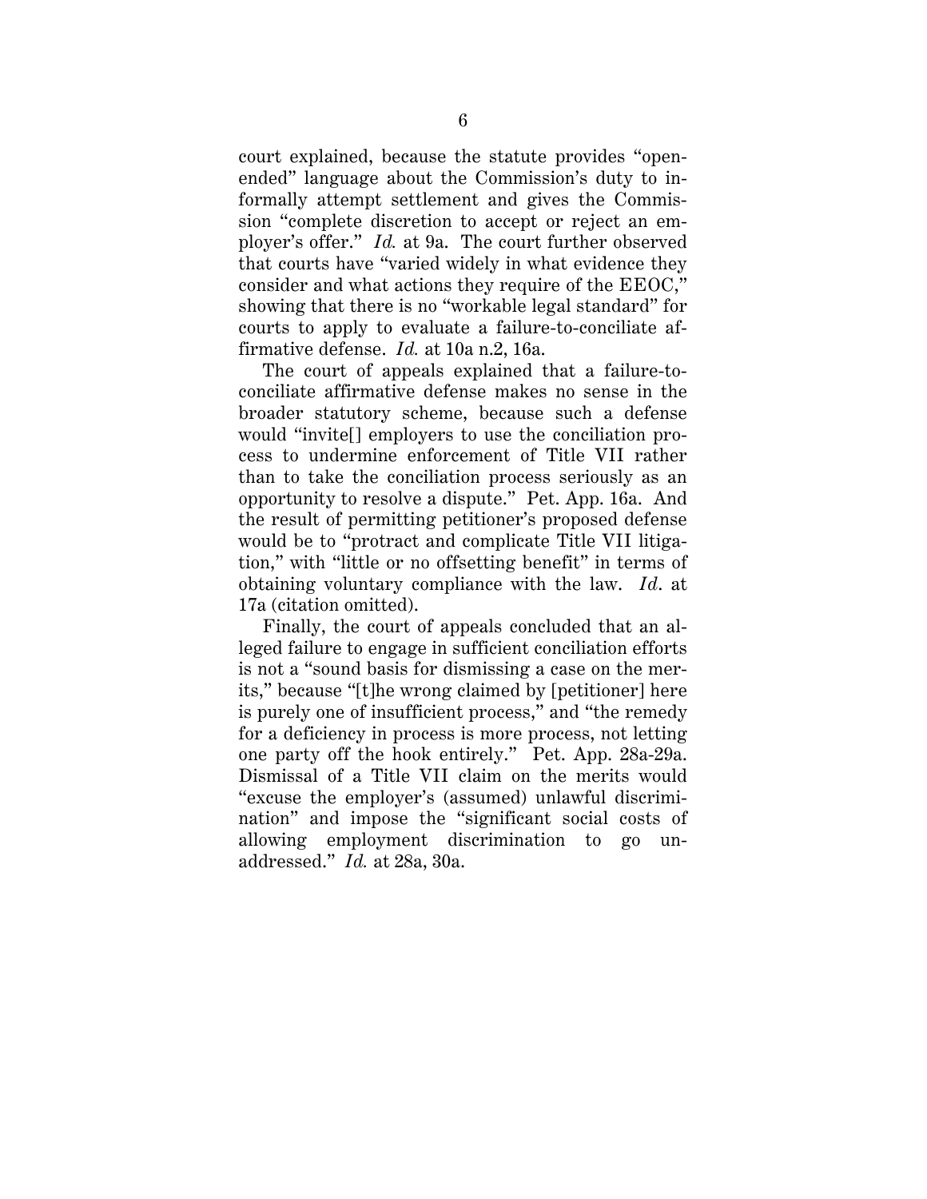court explained, because the statute provides "open-ended" language about the Commission's duty to informally attempt settlement and gives the Commission "complete discretion to accept or reject an employer's offer." *Id.* at 9a. The court further observed that courts have "varied widely in what evidence they consider and what actions they require of the EEOC," showing that there is no "workable legal standard" for courts to apply to evaluate a failure-to-conciliate affirmative defense. *Id.* at 10a n.2, 16a.

The court of appeals explained that a failure-to-conciliate affirmative defense makes no sense in the broader statutory scheme, because such a defense would "invite[] employers to use the conciliation process to undermine enforcement of Title VII rather than to take the conciliation process seriously as an opportunity to resolve a dispute." Pet. App. 16a. And the result of permitting petitioner's proposed defense would be to "protract and complicate Title VII litigation," with "little or no offsetting benefit" in terms of obtaining voluntary compliance with the law. *Id*. at 17a (citation omitted).

Finally, the court of appeals concluded that an alleged failure to engage in sufficient conciliation efforts is not a "sound basis for dismissing a case on the merits," because "[t]he wrong claimed by [petitioner] here is purely one of insufficient process," and "the remedy for a deficiency in process is more process, not letting one party off the hook entirely." Pet. App. 28a-29a. Dismissal of a Title VII claim on the merits would "excuse the employer's (assumed) unlawful discrimination" and impose the "significant social costs of allowing employment discrimination to go unaddressed." *Id.* at 28a, 30a.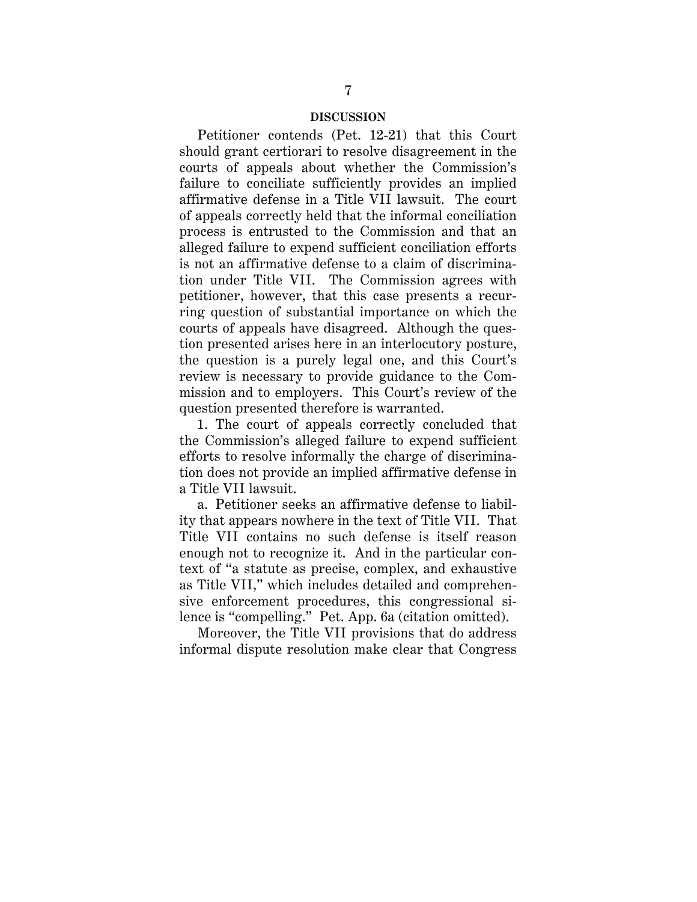## DISCUSSION

Petitioner contends (Pet. 12-21) that this Court should grant certiorari to resolve disagreement in the courts of appeals about whether the Commission's failure to conciliate sufficiently provides an implied affirmative defense in a Title VII lawsuit. The court of appeals correctly held that the informal conciliation process is entrusted to the Commission and that an alleged failure to expend sufficient conciliation efforts is not an affirmative defense to a claim of discrimination under Title VII. The Commission agrees with petitioner, however, that this case presents a recurring question of substantial importance on which the courts of appeals have disagreed. Although the question presented arises here in an interlocutory posture, the question is a purely legal one, and this Court's review is necessary to provide guidance to the Commission and to employers. This Court's review of the question presented therefore is warranted.

1. The court of appeals correctly concluded that the Commission's alleged failure to expend sufficient efforts to resolve informally the charge of discrimination does not provide an implied affirmative defense in a Title VII lawsuit.

a. Petitioner seeks an affirmative defense to liability that appears nowhere in the text of Title VII. That Title VII contains no such defense is itself reason enough not to recognize it. And in the particular context of "a statute as precise, complex, and exhaustive as Title VII," which includes detailed and comprehensive enforcement procedures, this congressional silence is "compelling." Pet. App. 6a (citation omitted).

Moreover, the Title VII provisions that do address informal dispute resolution make clear that Congress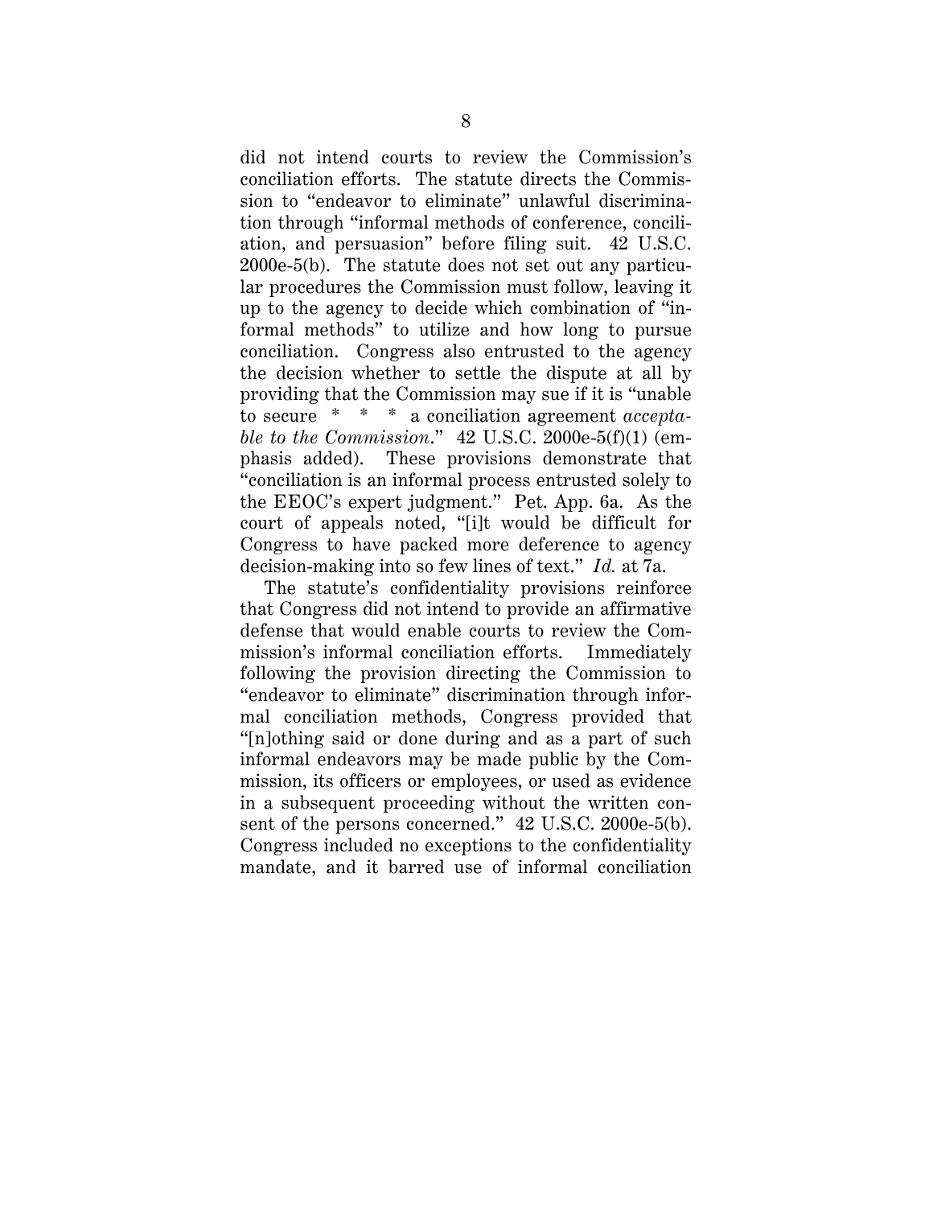did not intend courts to review the Commission's conciliation efforts. The statute directs the Commission to "endeavor to eliminate" unlawful discrimination through "informal methods of conference, conciliation, and persuasion" before filing suit. 42 U.S.C. 2000e-5(b). The statute does not set out any particular procedures the Commission must follow, leaving it up to the agency to decide which combination of "informal methods" to utilize and how long to pursue conciliation. Congress also entrusted to the agency the decision whether to settle the dispute at all by providing that the Commission may sue if it is "unable to secure * * * a conciliation agreement *acceptable to the Commission*." 42 U.S.C. 2000e-5(f)(1) (emphasis added). These provisions demonstrate that "conciliation is an informal process entrusted solely to the EEOC's expert judgment." Pet. App. 6a. As the court of appeals noted, "[i]t would be difficult for Congress to have packed more deference to agency decision-making into so few lines of text." *Id.* at 7a.

The statute's confidentiality provisions reinforce that Congress did not intend to provide an affirmative defense that would enable courts to review the Commission's informal conciliation efforts. Immediately following the provision directing the Commission to "endeavor to eliminate" discrimination through informal conciliation methods, Congress provided that "[n]othing said or done during and as a part of such informal endeavors may be made public by the Commission, its officers or employees, or used as evidence in a subsequent proceeding without the written consent of the persons concerned." 42 U.S.C. 2000e-5(b). Congress included no exceptions to the confidentiality mandate, and it barred use of informal conciliation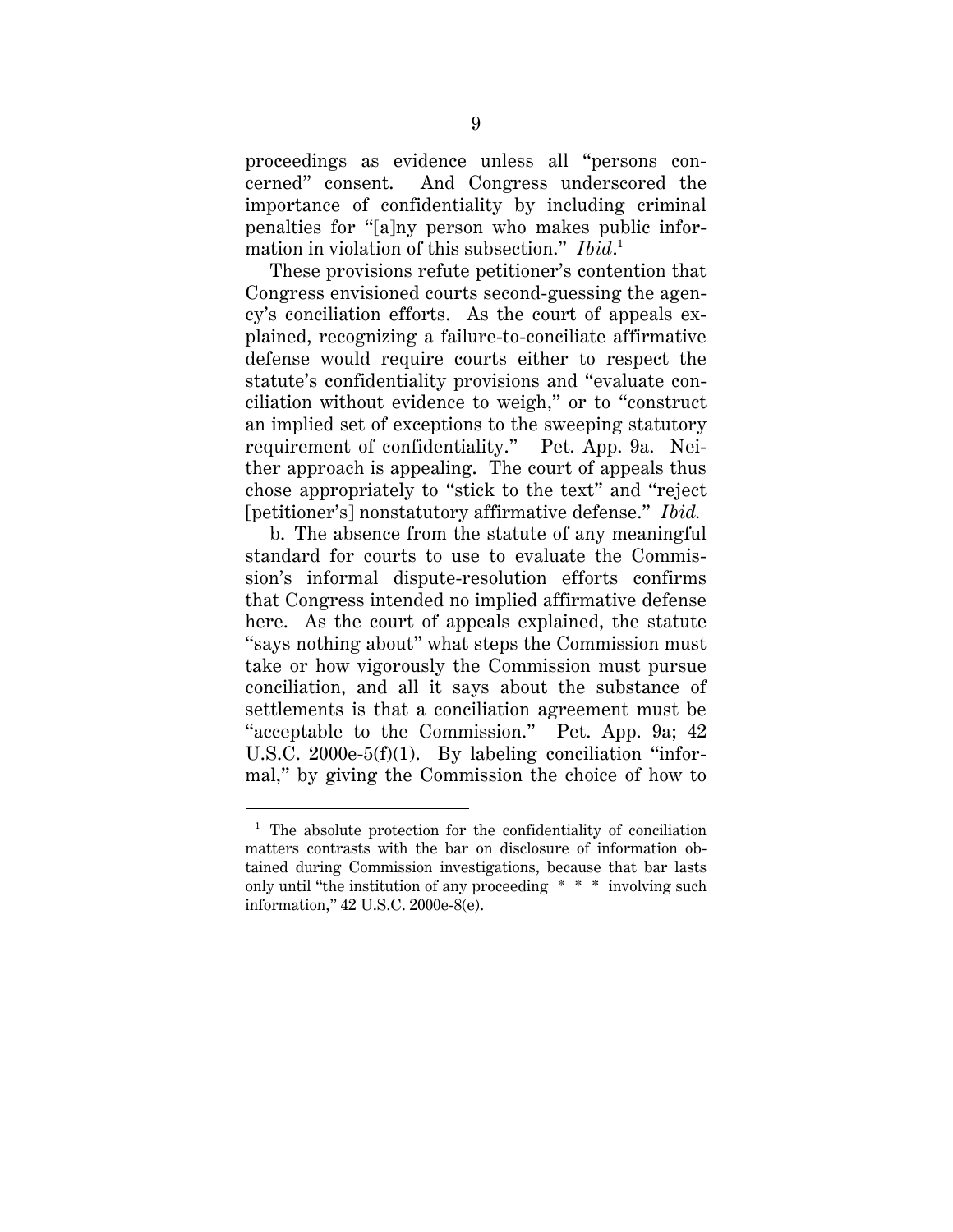proceedings as evidence unless all "persons concerned" consent. And Congress underscored the importance of confidentiality by including criminal penalties for "[a]ny person who makes public information in violation of this subsection." *Ibid*.[1]

These provisions refute petitioner's contention that Congress envisioned courts second-guessing the agency's conciliation efforts. As the court of appeals explained, recognizing a failure-to-conciliate affirmative defense would require courts either to respect the statute's confidentiality provisions and "evaluate conciliation without evidence to weigh," or to "construct an implied set of exceptions to the sweeping statutory requirement of confidentiality." Pet. App. 9a. Neither approach is appealing. The court of appeals thus chose appropriately to "stick to the text" and "reject [petitioner's] nonstatutory affirmative defense." *Ibid.*

b. The absence from the statute of any meaningful standard for courts to use to evaluate the Commission's informal dispute-resolution efforts confirms that Congress intended no implied affirmative defense here. As the court of appeals explained, the statute "says nothing about" what steps the Commission must take or how vigorously the Commission must pursue conciliation, and all it says about the substance of settlements is that a conciliation agreement must be "acceptable to the Commission." Pet. App. 9a; 42 U.S.C. 2000e-5(f)(1). By labeling conciliation "informal," by giving the Commission the choice of how to

---

[1] The absolute protection for the confidentiality of conciliation matters contrasts with the bar on disclosure of information obtained during Commission investigations, because that bar lasts only until "the institution of any proceeding * * * involving such information," 42 U.S.C. 2000e-8(e).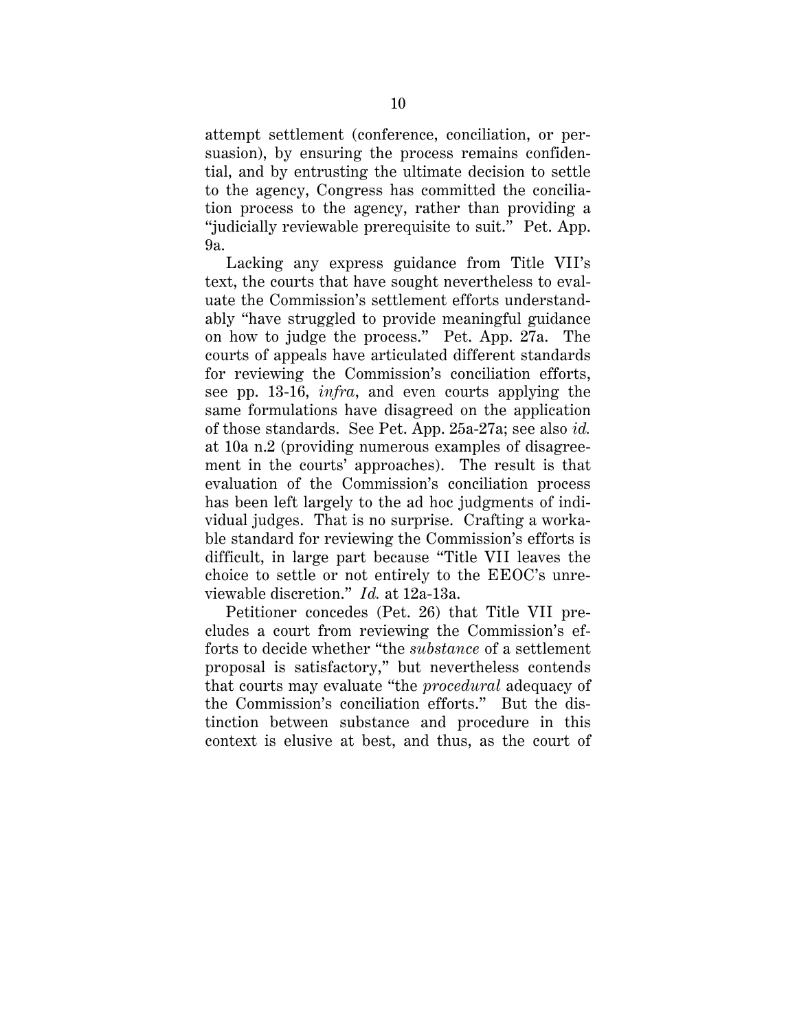attempt settlement (conference, conciliation, or persuasion), by ensuring the process remains confidential, and by entrusting the ultimate decision to settle to the agency, Congress has committed the conciliation process to the agency, rather than providing a "judicially reviewable prerequisite to suit." Pet. App. 9a.

Lacking any express guidance from Title VII's text, the courts that have sought nevertheless to evaluate the Commission's settlement efforts understandably "have struggled to provide meaningful guidance on how to judge the process." Pet. App. 27a. The courts of appeals have articulated different standards for reviewing the Commission's conciliation efforts, see pp. 13-16, *infra*, and even courts applying the same formulations have disagreed on the application of those standards. See Pet. App. 25a-27a; see also *id.* at 10a n.2 (providing numerous examples of disagreement in the courts' approaches). The result is that evaluation of the Commission's conciliation process has been left largely to the ad hoc judgments of individual judges. That is no surprise. Crafting a workable standard for reviewing the Commission's efforts is difficult, in large part because "Title VII leaves the choice to settle or not entirely to the EEOC's unreviewable discretion." *Id.* at 12a-13a.

Petitioner concedes (Pet. 26) that Title VII precludes a court from reviewing the Commission's efforts to decide whether "the *substance* of a settlement proposal is satisfactory," but nevertheless contends that courts may evaluate "the *procedural* adequacy of the Commission's conciliation efforts." But the distinction between substance and procedure in this context is elusive at best, and thus, as the court of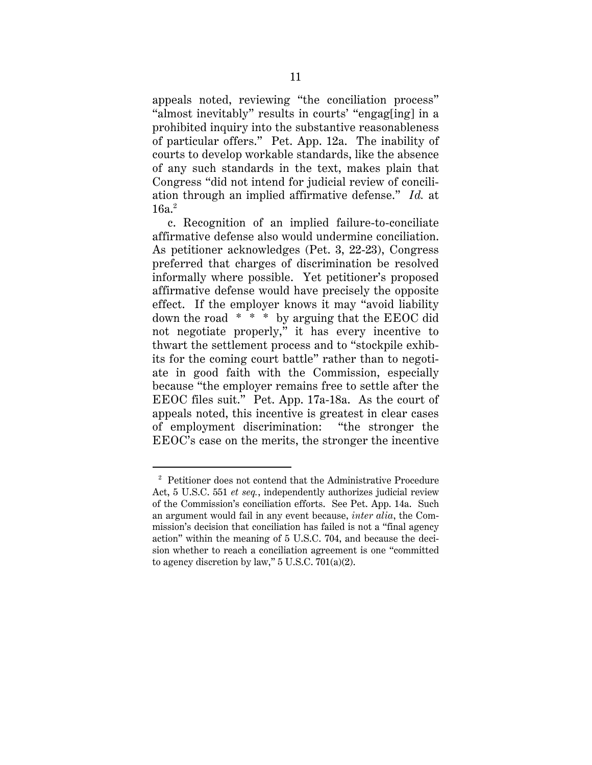appeals noted, reviewing "the conciliation process" "almost inevitably" results in courts' "engag[ing] in a prohibited inquiry into the substantive reasonableness of particular offers." Pet. App. 12a. The inability of courts to develop workable standards, like the absence of any such standards in the text, makes plain that Congress "did not intend for judicial review of conciliation through an implied affirmative defense." *Id.* at 16a.[2]

c. Recognition of an implied failure-to-conciliate affirmative defense also would undermine conciliation. As petitioner acknowledges (Pet. 3, 22-23), Congress preferred that charges of discrimination be resolved informally where possible. Yet petitioner's proposed affirmative defense would have precisely the opposite effect. If the employer knows it may "avoid liability down the road * * * by arguing that the EEOC did not negotiate properly," it has every incentive to thwart the settlement process and to "stockpile exhibits for the coming court battle" rather than to negotiate in good faith with the Commission, especially because "the employer remains free to settle after the EEOC files suit." Pet. App. 17a-18a. As the court of appeals noted, this incentive is greatest in clear cases of employment discrimination: "the stronger the EEOC's case on the merits, the stronger the incentive

---

[2] Petitioner does not contend that the Administrative Procedure Act, 5 U.S.C. 551 *et seq.*, independently authorizes judicial review of the Commission's conciliation efforts. See Pet. App. 14a. Such an argument would fail in any event because, *inter alia*, the Commission's decision that conciliation has failed is not a "final agency action" within the meaning of 5 U.S.C. 704, and because the decision whether to reach a conciliation agreement is one "committed to agency discretion by law," 5 U.S.C. 701(a)(2).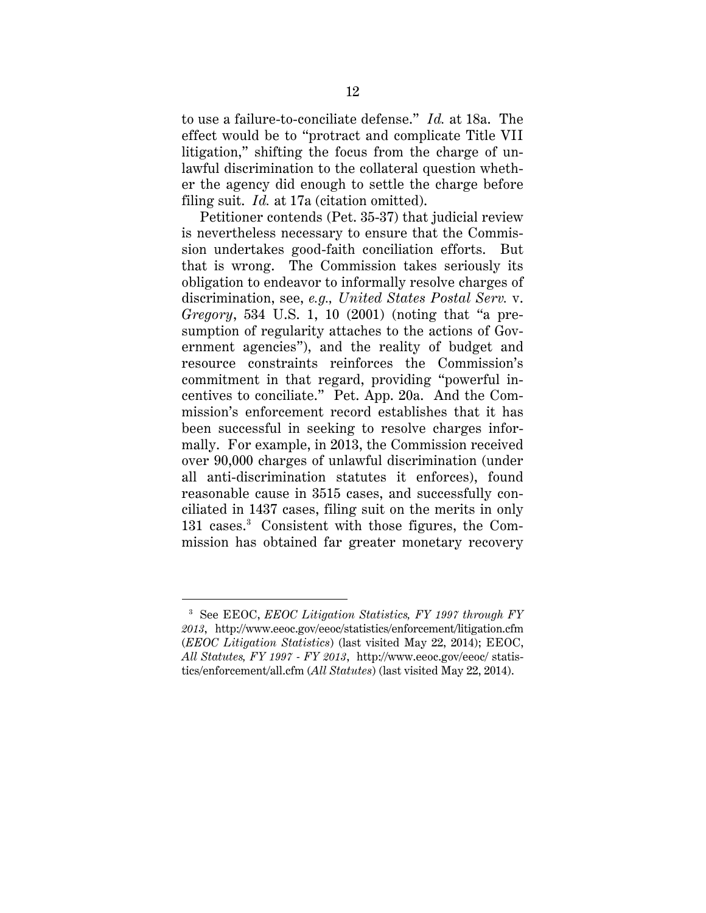to use a failure-to-conciliate defense." *Id.* at 18a. The effect would be to "protract and complicate Title VII litigation," shifting the focus from the charge of unlawful discrimination to the collateral question whether the agency did enough to settle the charge before filing suit. *Id.* at 17a (citation omitted).

Petitioner contends (Pet. 35-37) that judicial review is nevertheless necessary to ensure that the Commission undertakes good-faith conciliation efforts. But that is wrong. The Commission takes seriously its obligation to endeavor to informally resolve charges of discrimination, see, *e.g., United States Postal Serv.* v. *Gregory*, 534 U.S. 1, 10 (2001) (noting that "a presumption of regularity attaches to the actions of Government agencies"), and the reality of budget and resource constraints reinforces the Commission's commitment in that regard, providing "powerful incentives to conciliate." Pet. App. 20a. And the Commission's enforcement record establishes that it has been successful in seeking to resolve charges informally. For example, in 2013, the Commission received over 90,000 charges of unlawful discrimination (under all anti-discrimination statutes it enforces), found reasonable cause in 3515 cases, and successfully conciliated in 1437 cases, filing suit on the merits in only 131 cases.[3] Consistent with those figures, the Commission has obtained far greater monetary recovery

---

[3] See EEOC, *EEOC Litigation Statistics, FY 1997 through FY 2013*, http://www.eeoc.gov/eeoc/statistics/enforcement/litigation.cfm (*EEOC Litigation Statistics*) (last visited May 22, 2014); EEOC, *All Statutes, FY 1997 - FY 2013*, http://www.eeoc.gov/eeoc/ statistics/enforcement/all.cfm (*All Statutes*) (last visited May 22, 2014).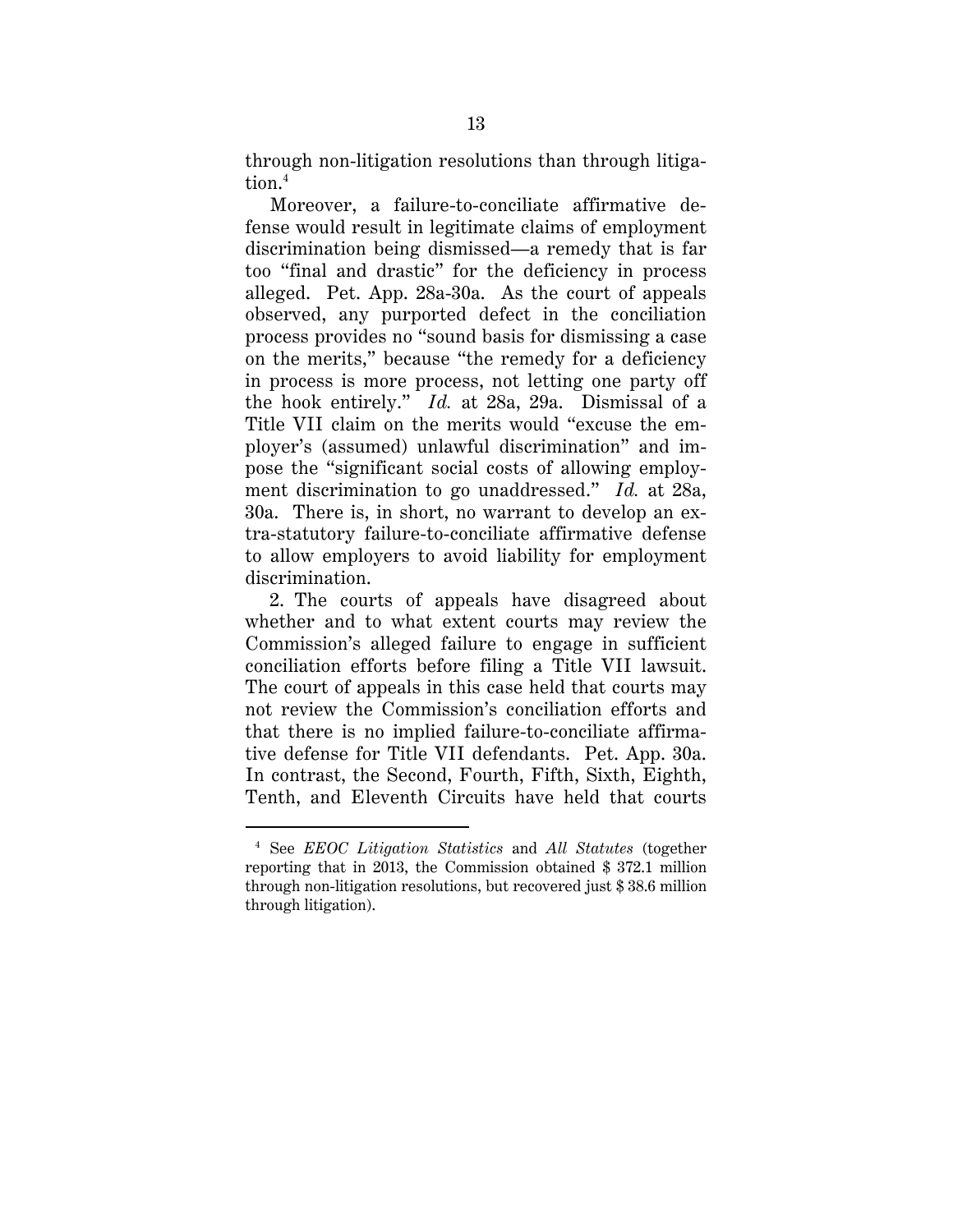through non-litigation resolutions than through litigation.[4]

Moreover, a failure-to-conciliate affirmative defense would result in legitimate claims of employment discrimination being dismissed—a remedy that is far too "final and drastic" for the deficiency in process alleged. Pet. App. 28a-30a. As the court of appeals observed, any purported defect in the conciliation process provides no "sound basis for dismissing a case on the merits," because "the remedy for a deficiency in process is more process, not letting one party off the hook entirely." *Id.* at 28a, 29a. Dismissal of a Title VII claim on the merits would "excuse the employer's (assumed) unlawful discrimination" and impose the "significant social costs of allowing employment discrimination to go unaddressed." *Id.* at 28a, 30a. There is, in short, no warrant to develop an extra-statutory failure-to-conciliate affirmative defense to allow employers to avoid liability for employment discrimination.

2. The courts of appeals have disagreed about whether and to what extent courts may review the Commission's alleged failure to engage in sufficient conciliation efforts before filing a Title VII lawsuit. The court of appeals in this case held that courts may not review the Commission's conciliation efforts and that there is no implied failure-to-conciliate affirmative defense for Title VII defendants. Pet. App. 30a. In contrast, the Second, Fourth, Fifth, Sixth, Eighth, Tenth, and Eleventh Circuits have held that courts

---

[4] See *EEOC Litigation Statistics* and *All Statutes* (together reporting that in 2013, the Commission obtained $ 372.1 million through non-litigation resolutions, but recovered just $ 38.6 million through litigation).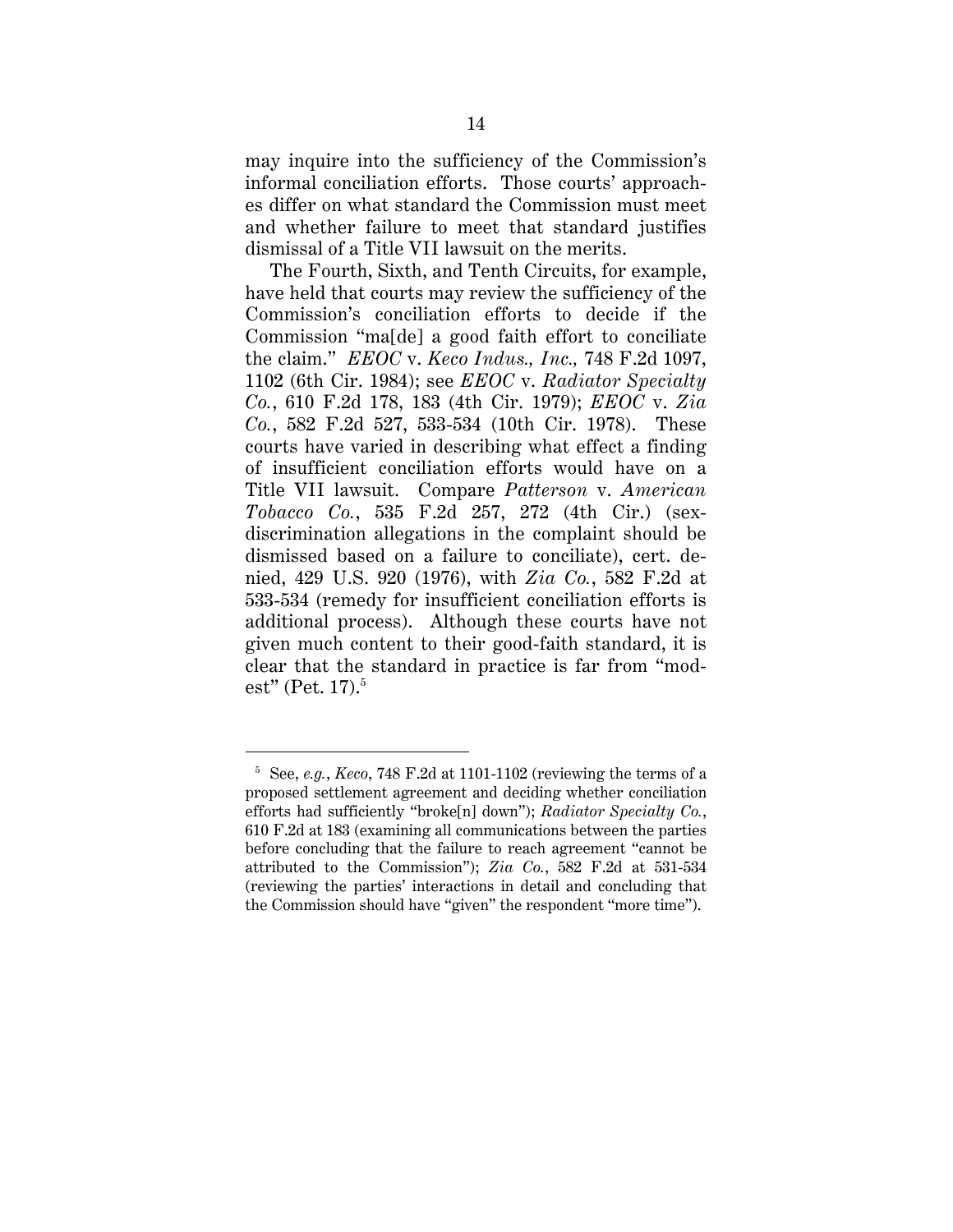may inquire into the sufficiency of the Commission's informal conciliation efforts. Those courts' approaches differ on what standard the Commission must meet and whether failure to meet that standard justifies dismissal of a Title VII lawsuit on the merits.

The Fourth, Sixth, and Tenth Circuits, for example, have held that courts may review the sufficiency of the Commission's conciliation efforts to decide if the Commission "ma[de] a good faith effort to conciliate the claim." *EEOC* v. *Keco Indus., Inc.,* 748 F.2d 1097, 1102 (6th Cir. 1984); see *EEOC* v. *Radiator Specialty Co.*, 610 F.2d 178, 183 (4th Cir. 1979); *EEOC* v. *Zia Co.*, 582 F.2d 527, 533-534 (10th Cir. 1978). These courts have varied in describing what effect a finding of insufficient conciliation efforts would have on a Title VII lawsuit. Compare *Patterson* v. *American Tobacco Co.*, 535 F.2d 257, 272 (4th Cir.) (sex-discrimination allegations in the complaint should be dismissed based on a failure to conciliate), cert. denied, 429 U.S. 920 (1976), with *Zia Co.*, 582 F.2d at 533-534 (remedy for insufficient conciliation efforts is additional process). Although these courts have not given much content to their good-faith standard, it is clear that the standard in practice is far from "modest" (Pet. 17).[5]

---

[5] See, *e.g.*, *Keco*, 748 F.2d at 1101-1102 (reviewing the terms of a proposed settlement agreement and deciding whether conciliation efforts had sufficiently "broke[n] down"); *Radiator Specialty Co.*, 610 F.2d at 183 (examining all communications between the parties before concluding that the failure to reach agreement "cannot be attributed to the Commission"); *Zia Co.*, 582 F.2d at 531-534 (reviewing the parties' interactions in detail and concluding that the Commission should have "given" the respondent "more time").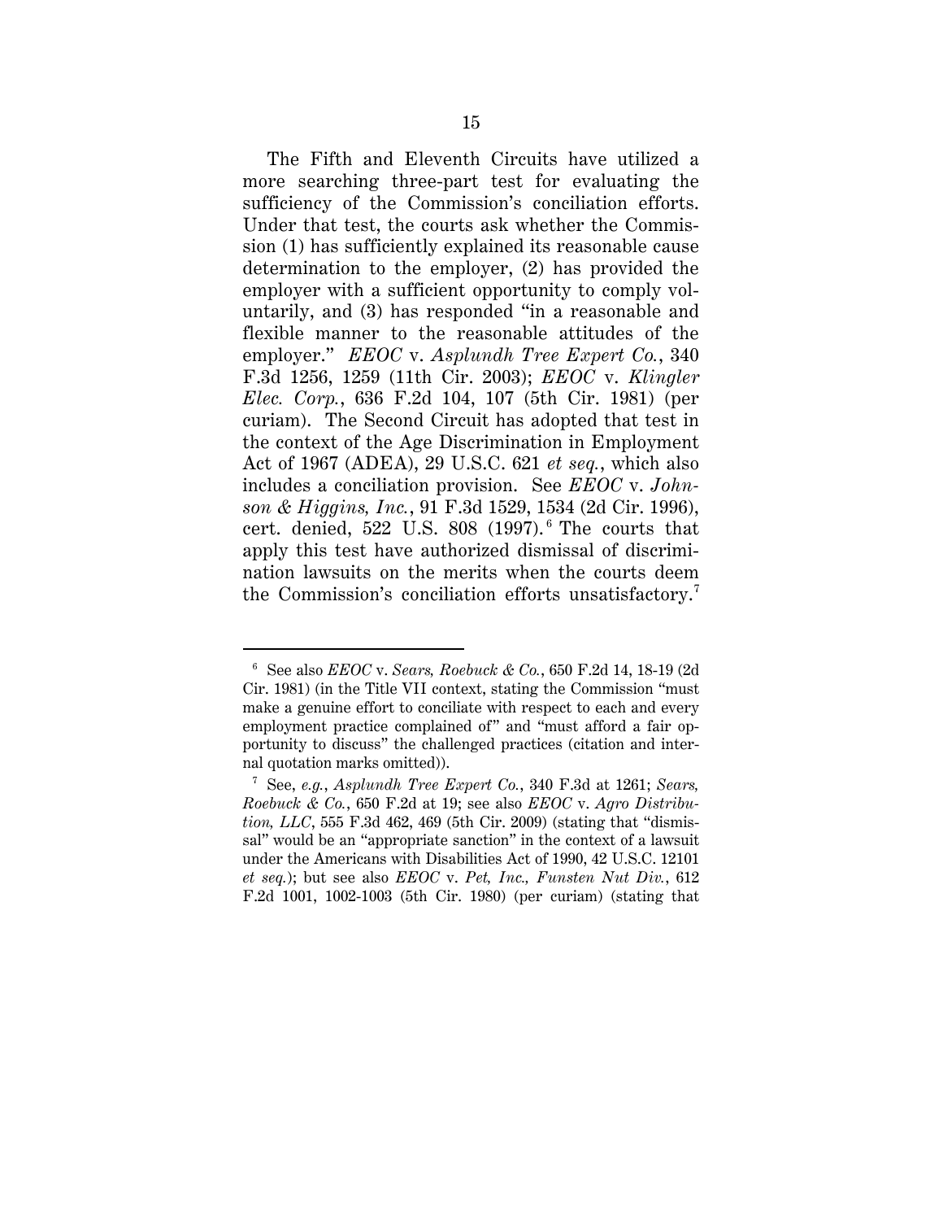The Fifth and Eleventh Circuits have utilized a more searching three-part test for evaluating the sufficiency of the Commission's conciliation efforts. Under that test, the courts ask whether the Commission (1) has sufficiently explained its reasonable cause determination to the employer, (2) has provided the employer with a sufficient opportunity to comply voluntarily, and (3) has responded "in a reasonable and flexible manner to the reasonable attitudes of the employer." *EEOC* v. *Asplundh Tree Expert Co.*, 340 F.3d 1256, 1259 (11th Cir. 2003); *EEOC* v. *Klingler Elec. Corp.*, 636 F.2d 104, 107 (5th Cir. 1981) (per curiam). The Second Circuit has adopted that test in the context of the Age Discrimination in Employment Act of 1967 (ADEA), 29 U.S.C. 621 *et seq.*, which also includes a conciliation provision. See *EEOC* v. *Johnson & Higgins, Inc.*, 91 F.3d 1529, 1534 (2d Cir. 1996), cert. denied, 522 U.S. 808 (1997).[6] The courts that apply this test have authorized dismissal of discrimination lawsuits on the merits when the courts deem the Commission's conciliation efforts unsatisfactory.[7]

---

[6] See also *EEOC* v. *Sears, Roebuck & Co.*, 650 F.2d 14, 18-19 (2d Cir. 1981) (in the Title VII context, stating the Commission "must make a genuine effort to conciliate with respect to each and every employment practice complained of" and "must afford a fair opportunity to discuss" the challenged practices (citation and internal quotation marks omitted)).

[7] See, *e.g.*, *Asplundh Tree Expert Co.*, 340 F.3d at 1261; *Sears, Roebuck & Co.*, 650 F.2d at 19; see also *EEOC* v. *Agro Distribution, LLC*, 555 F.3d 462, 469 (5th Cir. 2009) (stating that "dismissal" would be an "appropriate sanction" in the context of a lawsuit under the Americans with Disabilities Act of 1990, 42 U.S.C. 12101 *et seq.*); but see also *EEOC* v. *Pet, Inc., Funsten Nut Div.*, 612 F.2d 1001, 1002-1003 (5th Cir. 1980) (per curiam) (stating that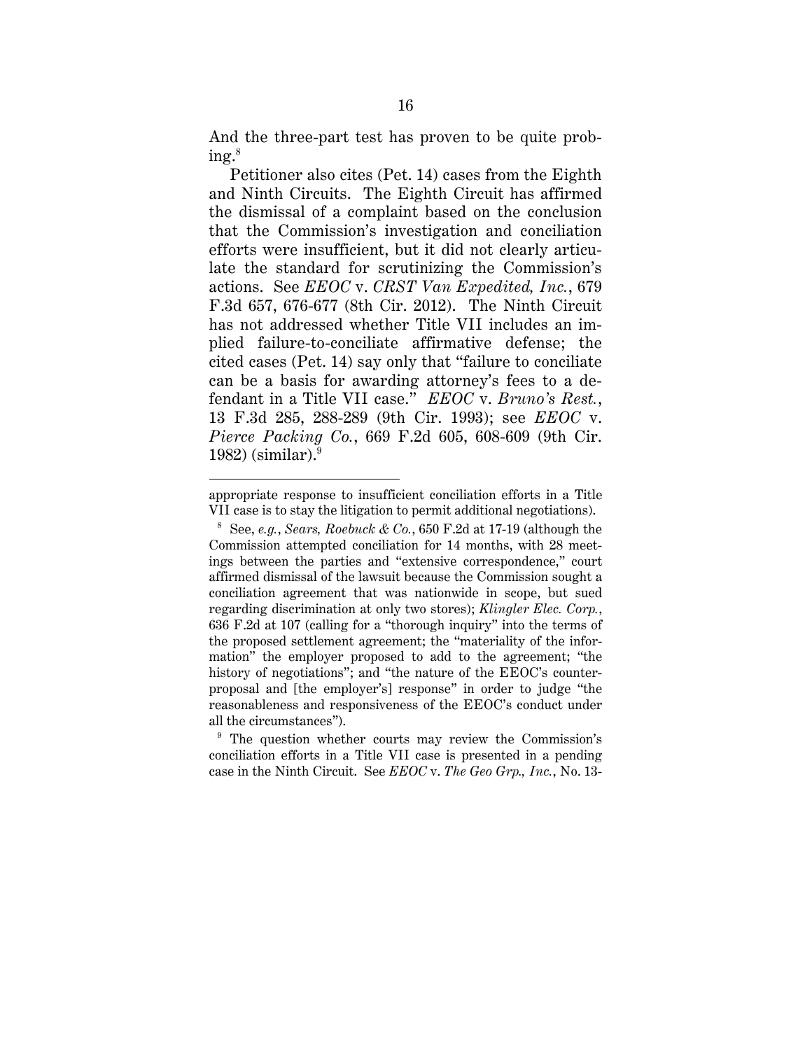And the three-part test has proven to be quite probing.[8]

Petitioner also cites (Pet. 14) cases from the Eighth and Ninth Circuits. The Eighth Circuit has affirmed the dismissal of a complaint based on the conclusion that the Commission's investigation and conciliation efforts were insufficient, but it did not clearly articulate the standard for scrutinizing the Commission's actions. See *EEOC* v. *CRST Van Expedited, Inc.*, 679 F.3d 657, 676-677 (8th Cir. 2012). The Ninth Circuit has not addressed whether Title VII includes an implied failure-to-conciliate affirmative defense; the cited cases (Pet. 14) say only that "failure to conciliate can be a basis for awarding attorney's fees to a defendant in a Title VII case." *EEOC* v. *Bruno's Rest.*, 13 F.3d 285, 288-289 (9th Cir. 1993); see *EEOC* v. *Pierce Packing Co.*, 669 F.2d 605, 608-609 (9th Cir. 1982) (similar).[9]

---

appropriate response to insufficient conciliation efforts in a Title VII case is to stay the litigation to permit additional negotiations).

[8] See, *e.g.*, *Sears, Roebuck & Co.*, 650 F.2d at 17-19 (although the Commission attempted conciliation for 14 months, with 28 meetings between the parties and "extensive correspondence," court affirmed dismissal of the lawsuit because the Commission sought a conciliation agreement that was nationwide in scope, but sued regarding discrimination at only two stores); *Klingler Elec. Corp.*, 636 F.2d at 107 (calling for a "thorough inquiry" into the terms of the proposed settlement agreement; the "materiality of the information" the employer proposed to add to the agreement; "the history of negotiations"; and "the nature of the EEOC's counterproposal and [the employer's] response" in order to judge "the reasonableness and responsiveness of the EEOC's conduct under all the circumstances").

[9] The question whether courts may review the Commission's conciliation efforts in a Title VII case is presented in a pending case in the Ninth Circuit. See *EEOC* v. *The Geo Grp., Inc.*, No. 13-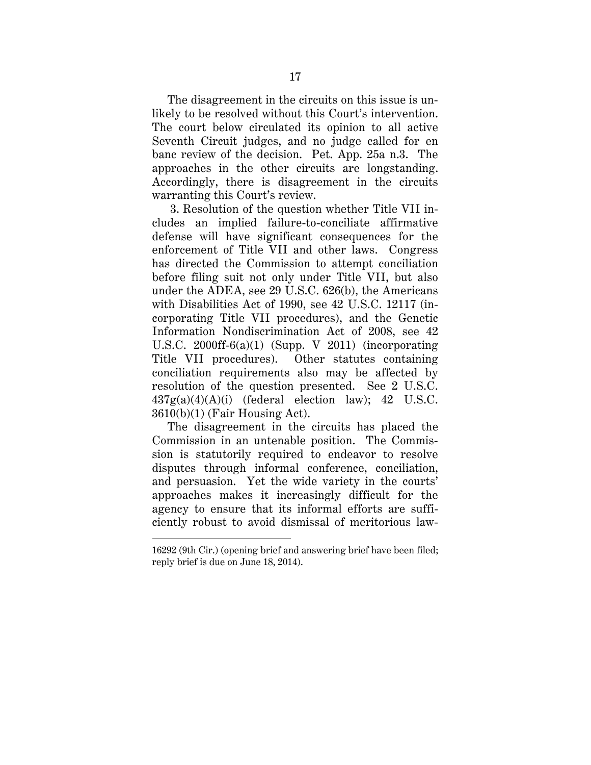The disagreement in the circuits on this issue is unlikely to be resolved without this Court's intervention. The court below circulated its opinion to all active Seventh Circuit judges, and no judge called for en banc review of the decision. Pet. App. 25a n.3. The approaches in the other circuits are longstanding. Accordingly, there is disagreement in the circuits warranting this Court's review.

3. Resolution of the question whether Title VII includes an implied failure-to-conciliate affirmative defense will have significant consequences for the enforcement of Title VII and other laws. Congress has directed the Commission to attempt conciliation before filing suit not only under Title VII, but also under the ADEA, see 29 U.S.C. 626(b), the Americans with Disabilities Act of 1990, see 42 U.S.C. 12117 (incorporating Title VII procedures), and the Genetic Information Nondiscrimination Act of 2008, see 42 U.S.C. 2000ff-6(a)(1) (Supp. V 2011) (incorporating Title VII procedures). Other statutes containing conciliation requirements also may be affected by resolution of the question presented. See 2 U.S.C. 437g(a)(4)(A)(i) (federal election law); 42 U.S.C. 3610(b)(1) (Fair Housing Act).

The disagreement in the circuits has placed the Commission in an untenable position. The Commission is statutorily required to endeavor to resolve disputes through informal conference, conciliation, and persuasion. Yet the wide variety in the courts' approaches makes it increasingly difficult for the agency to ensure that its informal efforts are sufficiently robust to avoid dismissal of meritorious law-

---

16292 (9th Cir.) (opening brief and answering brief have been filed; reply brief is due on June 18, 2014).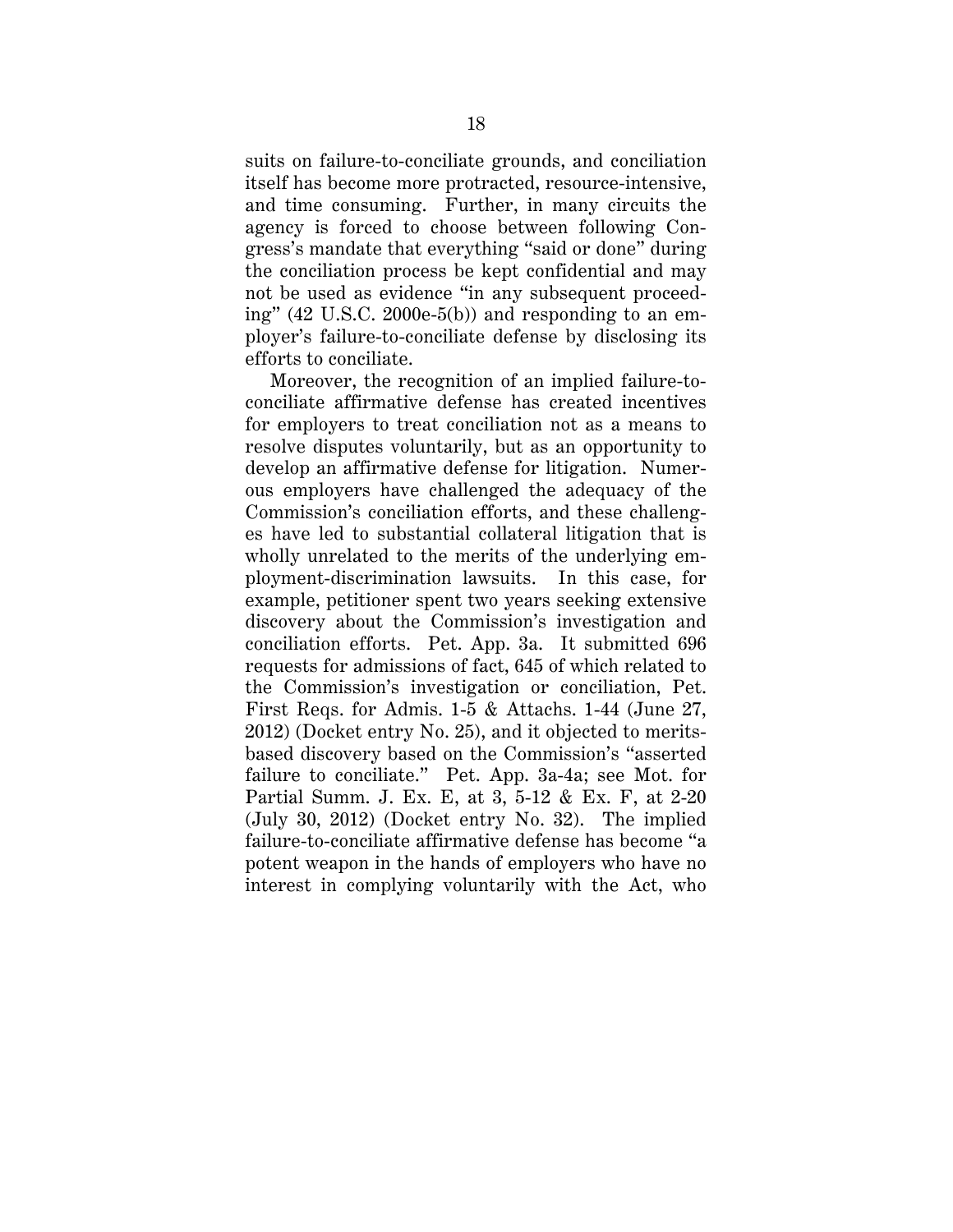suits on failure-to-conciliate grounds, and conciliation itself has become more protracted, resource-intensive, and time consuming. Further, in many circuits the agency is forced to choose between following Congress's mandate that everything "said or done" during the conciliation process be kept confidential and may not be used as evidence "in any subsequent proceeding" (42 U.S.C. 2000e-5(b)) and responding to an employer's failure-to-conciliate defense by disclosing its efforts to conciliate.

Moreover, the recognition of an implied failure-to-conciliate affirmative defense has created incentives for employers to treat conciliation not as a means to resolve disputes voluntarily, but as an opportunity to develop an affirmative defense for litigation. Numerous employers have challenged the adequacy of the Commission's conciliation efforts, and these challenges have led to substantial collateral litigation that is wholly unrelated to the merits of the underlying employment-discrimination lawsuits. In this case, for example, petitioner spent two years seeking extensive discovery about the Commission's investigation and conciliation efforts. Pet. App. 3a. It submitted 696 requests for admissions of fact, 645 of which related to the Commission's investigation or conciliation, Pet. First Reqs. for Admis. 1-5 & Attachs. 1-44 (June 27, 2012) (Docket entry No. 25), and it objected to merits-based discovery based on the Commission's "asserted failure to conciliate." Pet. App. 3a-4a; see Mot. for Partial Summ. J. Ex. E, at 3, 5-12 & Ex. F, at 2-20 (July 30, 2012) (Docket entry No. 32). The implied failure-to-conciliate affirmative defense has become "a potent weapon in the hands of employers who have no interest in complying voluntarily with the Act, who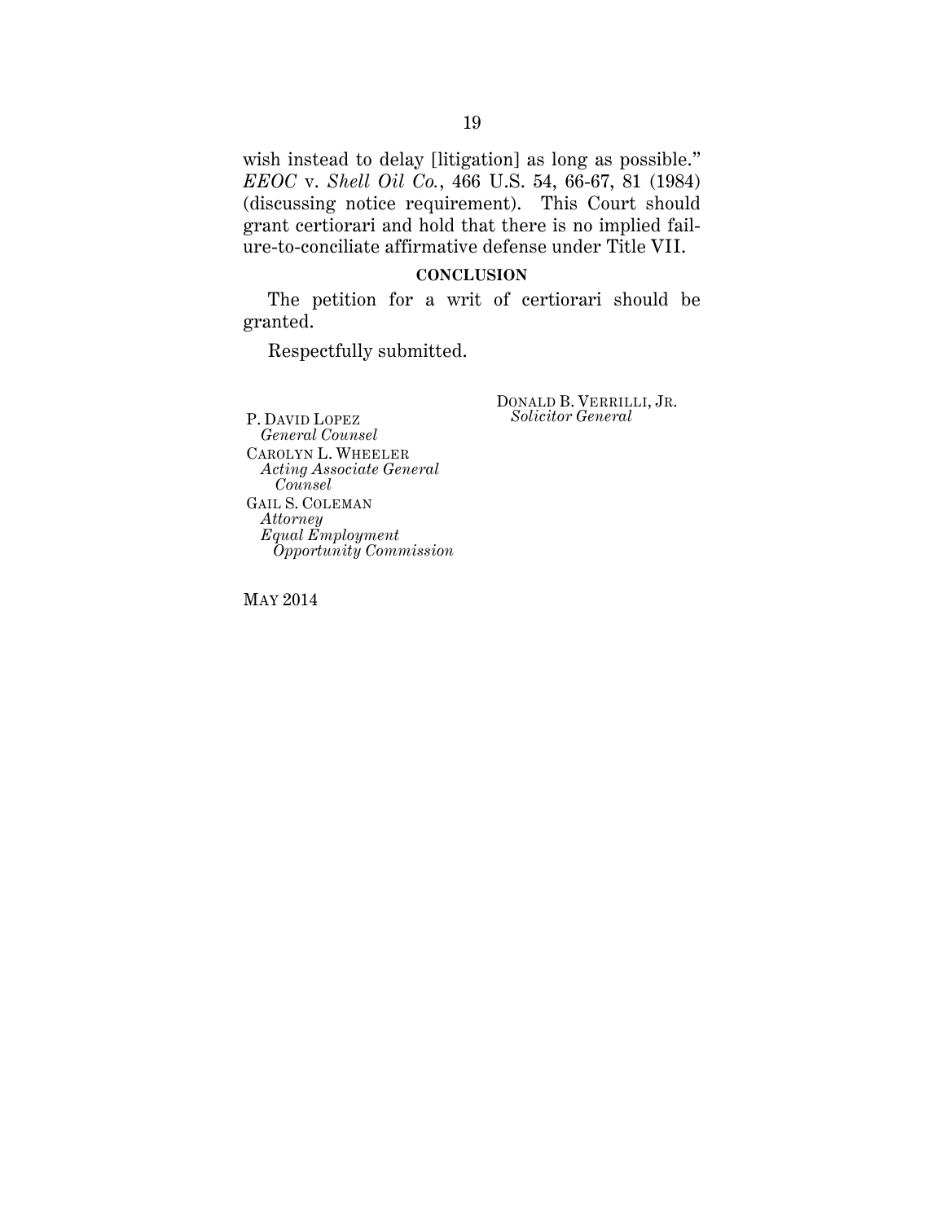wish instead to delay [litigation] as long as possible." *EEOC* v. *Shell Oil Co.*, 466 U.S. 54, 66-67, 81 (1984) (discussing notice requirement). This Court should grant certiorari and hold that there is no implied failure-to-conciliate affirmative defense under Title VII.

## CONCLUSION

The petition for a writ of certiorari should be granted.

Respectfully submitted.

DONALD B. VERRILLI, JR.
*Solicitor General*

P. DAVID LOPEZ
*General Counsel*
CAROLYN L. WHEELER
*Acting Associate General Counsel*
GAIL S. COLEMAN
*Attorney*
*Equal Employment Opportunity Commission*

MAY 2014